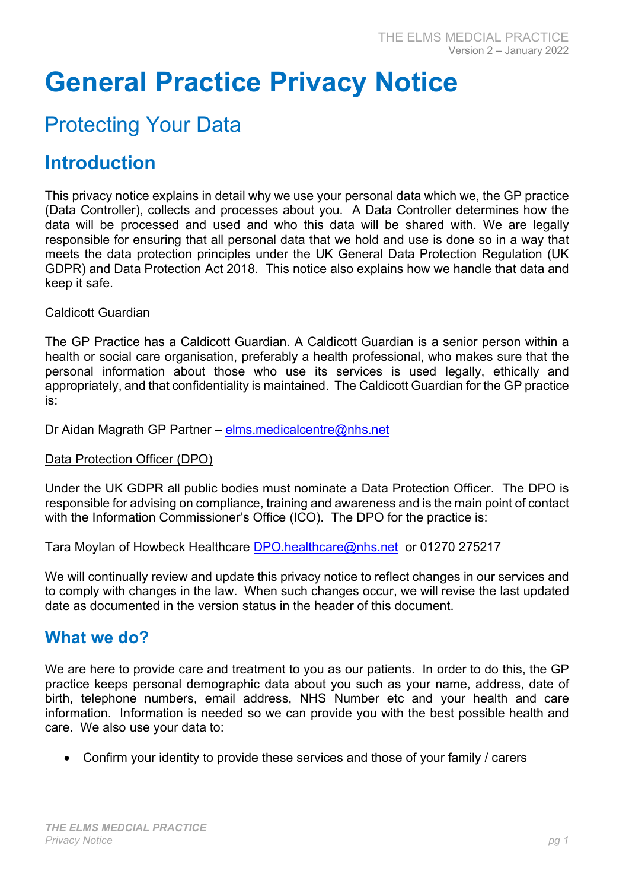# General Practice Privacy Notice

## Protecting Your Data

## Introduction

This privacy notice explains in detail why we use your personal data which we, the GP practice (Data Controller), collects and processes about you. A Data Controller determines how the data will be processed and used and who this data will be shared with. We are legally responsible for ensuring that all personal data that we hold and use is done so in a way that meets the data protection principles under the UK General Data Protection Regulation (UK GDPR) and Data Protection Act 2018. This notice also explains how we handle that data and keep it safe.

Caldicott Guardian

The GP Practice has a Caldicott Guardian. A Caldicott Guardian is a senior person within a health or social care organisation, preferably a health professional, who makes sure that the personal information about those who use its services is used legally, ethically and appropriately, and that confidentiality is maintained. The Caldicott Guardian for the GP practice is:

Dr Aidan Magrath GP Partner – elms.medicalcentre@nhs.net

Data Protection Officer (DPO)

Under the UK GDPR all public bodies must nominate a Data Protection Officer. The DPO is responsible for advising on compliance, training and awareness and is the main point of contact with the Information Commissioner's Office (ICO). The DPO for the practice is:

Tara Moylan of Howbeck Healthcare DPO.healthcare@nhs.net or 01270 275217

We will continually review and update this privacy notice to reflect changes in our services and to comply with changes in the law. When such changes occur, we will revise the last updated date as documented in the version status in the header of this document.

## What we do?

We are here to provide care and treatment to you as our patients. In order to do this, the GP practice keeps personal demographic data about you such as your name, address, date of birth, telephone numbers, email address, NHS Number etc and your health and care information. Information is needed so we can provide you with the best possible health and care. We also use your data to:

- Confirm your identity to provide these services and those of your family / carers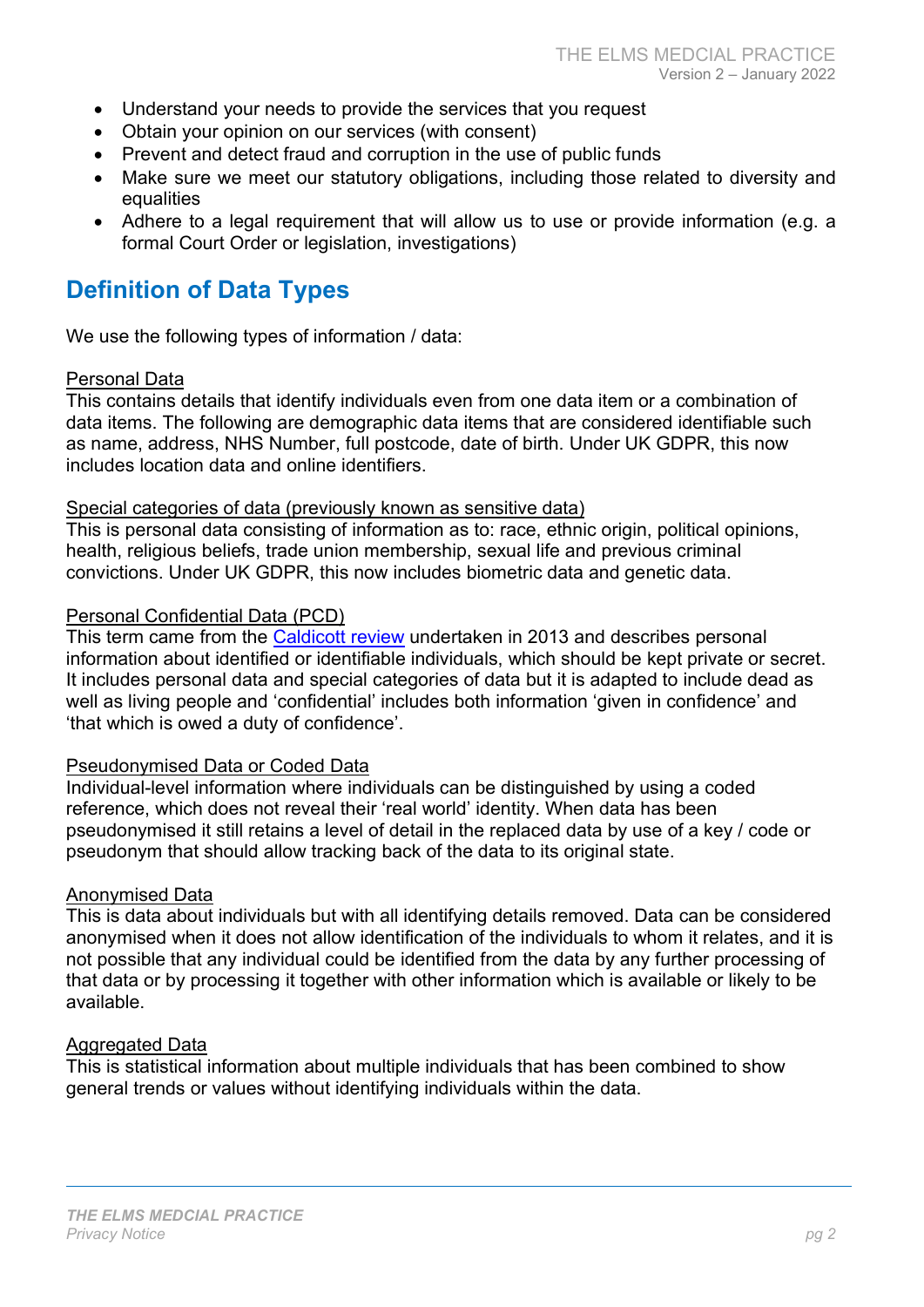- Understand your needs to provide the services that you request
- Obtain your opinion on our services (with consent)
- Prevent and detect fraud and corruption in the use of public funds
- Make sure we meet our statutory obligations, including those related to diversity and equalities
- Adhere to a legal requirement that will allow us to use or provide information (e.g. a formal Court Order or legislation, investigations)

## Definition of Data Types

We use the following types of information / data:

Personal Data
This contains details that identify individuals even from one data item or a combination of data items. The following are demographic data items that are considered identifiable such as name, address, NHS Number, full postcode, date of birth. Under UK GDPR, this now includes location data and online identifiers.

Special categories of data (previously known as sensitive data)
This is personal data consisting of information as to: race, ethnic origin, political opinions, health, religious beliefs, trade union membership, sexual life and previous criminal convictions. Under UK GDPR, this now includes biometric data and genetic data.

Personal Confidential Data (PCD)
This term came from the [Caldicott review](#) undertaken in 2013 and describes personal information about identified or identifiable individuals, which should be kept private or secret. It includes personal data and special categories of data but it is adapted to include dead as well as living people and 'confidential' includes both information 'given in confidence' and 'that which is owed a duty of confidence'.

Pseudonymised Data or Coded Data
Individual-level information where individuals can be distinguished by using a coded reference, which does not reveal their 'real world' identity. When data has been pseudonymised it still retains a level of detail in the replaced data by use of a key / code or pseudonym that should allow tracking back of the data to its original state.

Anonymised Data
This is data about individuals but with all identifying details removed. Data can be considered anonymised when it does not allow identification of the individuals to whom it relates, and it is not possible that any individual could be identified from the data by any further processing of that data or by processing it together with other information which is available or likely to be available.

Aggregated Data
This is statistical information about multiple individuals that has been combined to show general trends or values without identifying individuals within the data.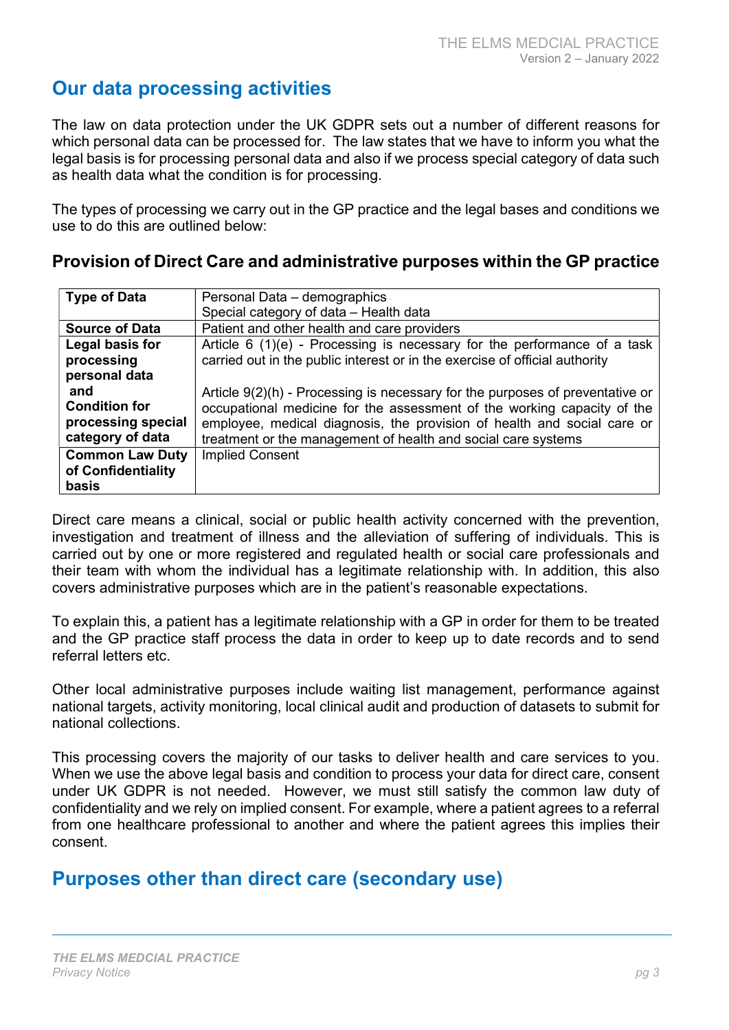## Our data processing activities

The law on data protection under the UK GDPR sets out a number of different reasons for which personal data can be processed for. The law states that we have to inform you what the legal basis is for processing personal data and also if we process special category of data such as health data what the condition is for processing.

The types of processing we carry out in the GP practice and the legal bases and conditions we use to do this are outlined below:

### Provision of Direct Care and administrative purposes within the GP practice

| **Type of Data** | Personal Data – demographics<br>Special category of data – Health data |
|---|---|
| **Source of Data** | Patient and other health and care providers |
| **Legal basis for processing personal data and Condition for processing special category of data** | Article 6 (1)(e) - Processing is necessary for the performance of a task carried out in the public interest or in the exercise of official authority<br><br>Article 9(2)(h) - Processing is necessary for the purposes of preventative or occupational medicine for the assessment of the working capacity of the employee, medical diagnosis, the provision of health and social care or treatment or the management of health and social care systems |
| **Common Law Duty of Confidentiality basis** | Implied Consent |

Direct care means a clinical, social or public health activity concerned with the prevention, investigation and treatment of illness and the alleviation of suffering of individuals. This is carried out by one or more registered and regulated health or social care professionals and their team with whom the individual has a legitimate relationship with. In addition, this also covers administrative purposes which are in the patient's reasonable expectations.

To explain this, a patient has a legitimate relationship with a GP in order for them to be treated and the GP practice staff process the data in order to keep up to date records and to send referral letters etc.

Other local administrative purposes include waiting list management, performance against national targets, activity monitoring, local clinical audit and production of datasets to submit for national collections.

This processing covers the majority of our tasks to deliver health and care services to you. When we use the above legal basis and condition to process your data for direct care, consent under UK GDPR is not needed. However, we must still satisfy the common law duty of confidentiality and we rely on implied consent. For example, where a patient agrees to a referral from one healthcare professional to another and where the patient agrees this implies their consent.

## Purposes other than direct care (secondary use)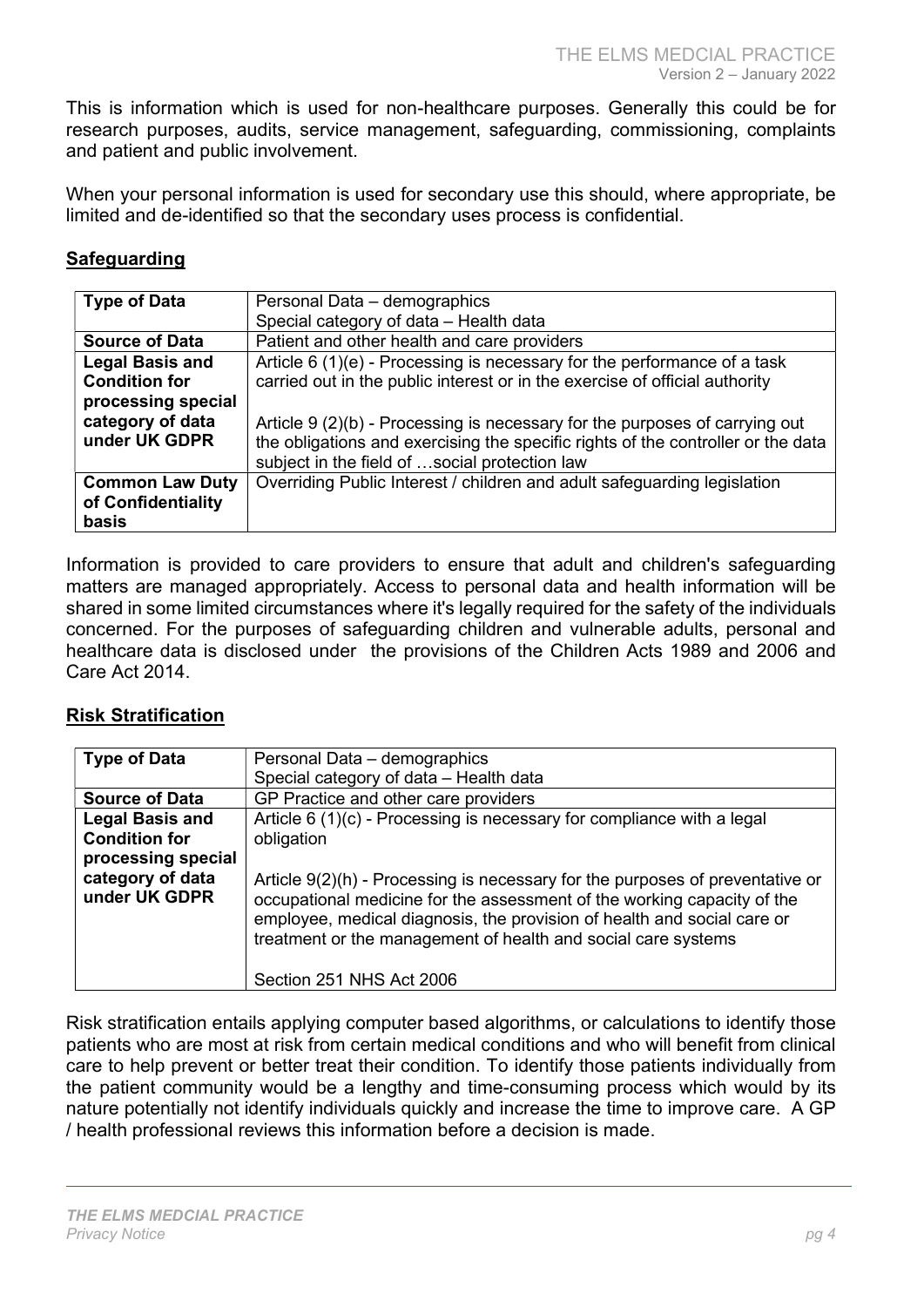This is information which is used for non-healthcare purposes. Generally this could be for research purposes, audits, service management, safeguarding, commissioning, complaints and patient and public involvement.

When your personal information is used for secondary use this should, where appropriate, be limited and de-identified so that the secondary uses process is confidential.

## Safeguarding

| | |
|---|---|
| **Type of Data** | Personal Data – demographics<br>Special category of data – Health data |
| **Source of Data** | Patient and other health and care providers |
| **Legal Basis and Condition for processing special category of data under UK GDPR** | Article 6 (1)(e) - Processing is necessary for the performance of a task carried out in the public interest or in the exercise of official authority<br><br>Article 9 (2)(b) - Processing is necessary for the purposes of carrying out the obligations and exercising the specific rights of the controller or the data subject in the field of …social protection law |
| **Common Law Duty of Confidentiality basis** | Overriding Public Interest / children and adult safeguarding legislation |

Information is provided to care providers to ensure that adult and children's safeguarding matters are managed appropriately. Access to personal data and health information will be shared in some limited circumstances where it's legally required for the safety of the individuals concerned. For the purposes of safeguarding children and vulnerable adults, personal and healthcare data is disclosed under the provisions of the Children Acts 1989 and 2006 and Care Act 2014.

## Risk Stratification

| | |
|---|---|
| **Type of Data** | Personal Data – demographics<br>Special category of data – Health data |
| **Source of Data** | GP Practice and other care providers |
| **Legal Basis and Condition for processing special category of data under UK GDPR** | Article 6 (1)(c) - Processing is necessary for compliance with a legal obligation<br><br>Article 9(2)(h) - Processing is necessary for the purposes of preventative or occupational medicine for the assessment of the working capacity of the employee, medical diagnosis, the provision of health and social care or treatment or the management of health and social care systems<br><br>Section 251 NHS Act 2006 |

Risk stratification entails applying computer based algorithms, or calculations to identify those patients who are most at risk from certain medical conditions and who will benefit from clinical care to help prevent or better treat their condition. To identify those patients individually from the patient community would be a lengthy and time-consuming process which would by its nature potentially not identify individuals quickly and increase the time to improve care. A GP / health professional reviews this information before a decision is made.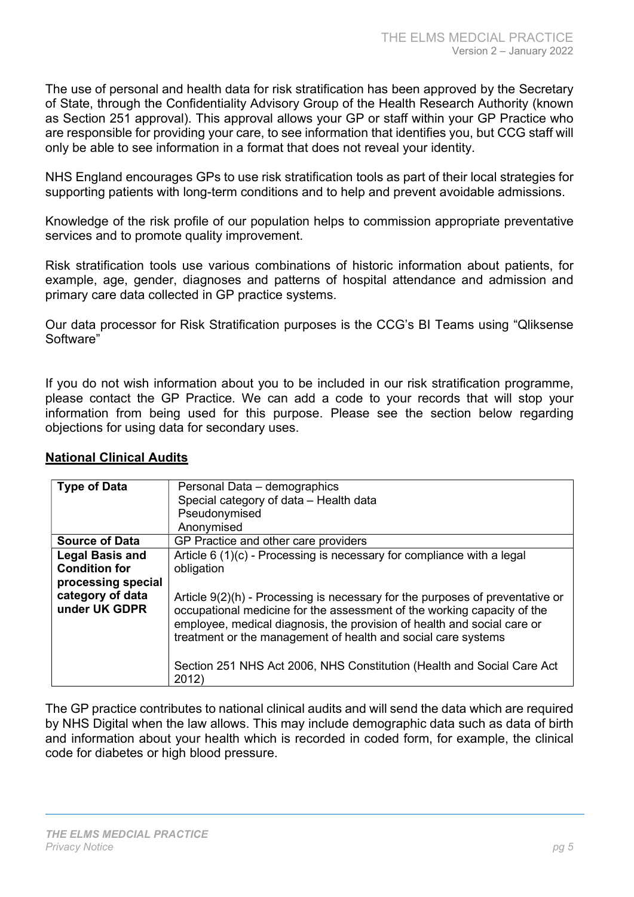The use of personal and health data for risk stratification has been approved by the Secretary of State, through the Confidentiality Advisory Group of the Health Research Authority (known as Section 251 approval). This approval allows your GP or staff within your GP Practice who are responsible for providing your care, to see information that identifies you, but CCG staff will only be able to see information in a format that does not reveal your identity.

NHS England encourages GPs to use risk stratification tools as part of their local strategies for supporting patients with long-term conditions and to help and prevent avoidable admissions.

Knowledge of the risk profile of our population helps to commission appropriate preventative services and to promote quality improvement.

Risk stratification tools use various combinations of historic information about patients, for example, age, gender, diagnoses and patterns of hospital attendance and admission and primary care data collected in GP practice systems.

Our data processor for Risk Stratification purposes is the CCG's BI Teams using "Qliksense Software"

If you do not wish information about you to be included in our risk stratification programme, please contact the GP Practice. We can add a code to your records that will stop your information from being used for this purpose. Please see the section below regarding objections for using data for secondary uses.

## National Clinical Audits

| **Type of Data** | Personal Data – demographics<br>Special category of data – Health data<br>Pseudonymised<br>Anonymised |
|---|---|
| **Source of Data** | GP Practice and other care providers |
| **Legal Basis and Condition for processing special category of data under UK GDPR** | Article 6 (1)(c) - Processing is necessary for compliance with a legal obligation<br><br>Article 9(2)(h) - Processing is necessary for the purposes of preventative or occupational medicine for the assessment of the working capacity of the employee, medical diagnosis, the provision of health and social care or treatment or the management of health and social care systems<br><br>Section 251 NHS Act 2006, NHS Constitution (Health and Social Care Act 2012) |

The GP practice contributes to national clinical audits and will send the data which are required by NHS Digital when the law allows. This may include demographic data such as data of birth and information about your health which is recorded in coded form, for example, the clinical code for diabetes or high blood pressure.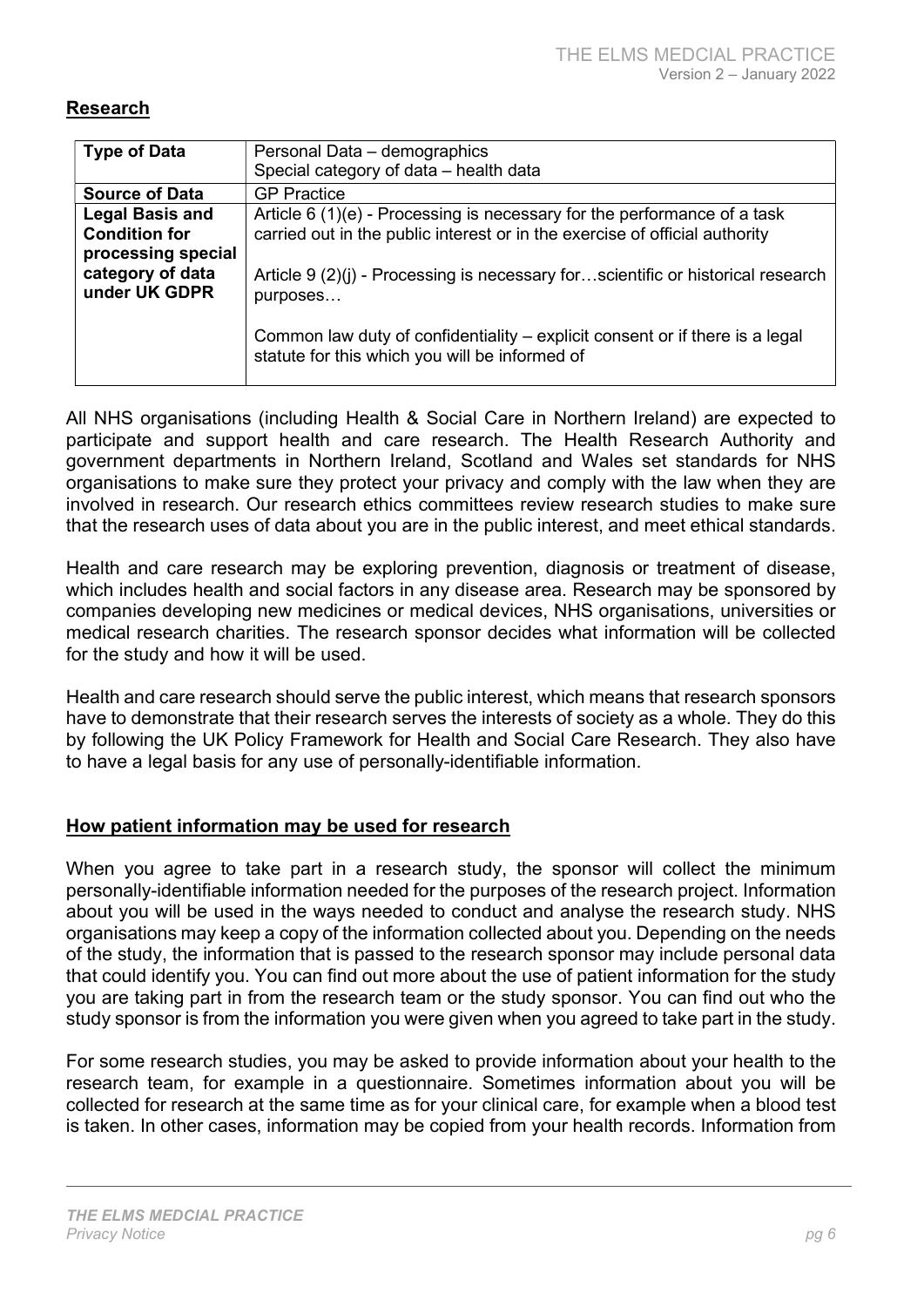**Research**

| Type of Data | Personal Data – demographics<br>Special category of data – health data |
|---|---|
| **Source of Data** | GP Practice |
| **Legal Basis and Condition for processing special category of data under UK GDPR** | Article 6 (1)(e) - Processing is necessary for the performance of a task carried out in the public interest or in the exercise of official authority<br><br>Article 9 (2)(j) - Processing is necessary for…scientific or historical research purposes…<br><br>Common law duty of confidentiality – explicit consent or if there is a legal statute for this which you will be informed of |

All NHS organisations (including Health & Social Care in Northern Ireland) are expected to participate and support health and care research. The Health Research Authority and government departments in Northern Ireland, Scotland and Wales set standards for NHS organisations to make sure they protect your privacy and comply with the law when they are involved in research. Our research ethics committees review research studies to make sure that the research uses of data about you are in the public interest, and meet ethical standards.

Health and care research may be exploring prevention, diagnosis or treatment of disease, which includes health and social factors in any disease area. Research may be sponsored by companies developing new medicines or medical devices, NHS organisations, universities or medical research charities. The research sponsor decides what information will be collected for the study and how it will be used.

Health and care research should serve the public interest, which means that research sponsors have to demonstrate that their research serves the interests of society as a whole. They do this by following the UK Policy Framework for Health and Social Care Research. They also have to have a legal basis for any use of personally-identifiable information.

**How patient information may be used for research**

When you agree to take part in a research study, the sponsor will collect the minimum personally-identifiable information needed for the purposes of the research project. Information about you will be used in the ways needed to conduct and analyse the research study. NHS organisations may keep a copy of the information collected about you. Depending on the needs of the study, the information that is passed to the research sponsor may include personal data that could identify you. You can find out more about the use of patient information for the study you are taking part in from the research team or the study sponsor. You can find out who the study sponsor is from the information you were given when you agreed to take part in the study.

For some research studies, you may be asked to provide information about your health to the research team, for example in a questionnaire. Sometimes information about you will be collected for research at the same time as for your clinical care, for example when a blood test is taken. In other cases, information may be copied from your health records. Information from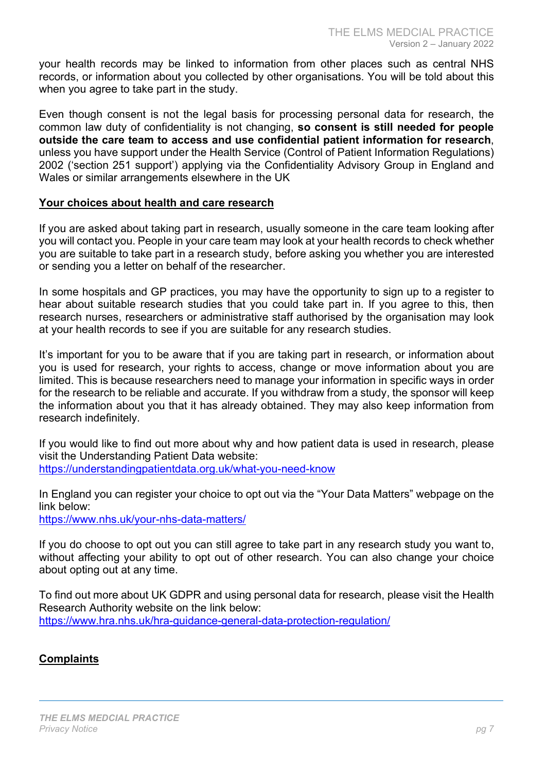your health records may be linked to information from other places such as central NHS records, or information about you collected by other organisations. You will be told about this when you agree to take part in the study.

Even though consent is not the legal basis for processing personal data for research, the common law duty of confidentiality is not changing, **so consent is still needed for people outside the care team to access and use confidential patient information for research**, unless you have support under the Health Service (Control of Patient Information Regulations) 2002 ('section 251 support') applying via the Confidentiality Advisory Group in England and Wales or similar arrangements elsewhere in the UK

## Your choices about health and care research

If you are asked about taking part in research, usually someone in the care team looking after you will contact you. People in your care team may look at your health records to check whether you are suitable to take part in a research study, before asking you whether you are interested or sending you a letter on behalf of the researcher.

In some hospitals and GP practices, you may have the opportunity to sign up to a register to hear about suitable research studies that you could take part in. If you agree to this, then research nurses, researchers or administrative staff authorised by the organisation may look at your health records to see if you are suitable for any research studies.

It's important for you to be aware that if you are taking part in research, or information about you is used for research, your rights to access, change or move information about you are limited. This is because researchers need to manage your information in specific ways in order for the research to be reliable and accurate. If you withdraw from a study, the sponsor will keep the information about you that it has already obtained. They may also keep information from research indefinitely.

If you would like to find out more about why and how patient data is used in research, please visit the Understanding Patient Data website:
https://understandingpatientdata.org.uk/what-you-need-know

In England you can register your choice to opt out via the "Your Data Matters" webpage on the link below:
https://www.nhs.uk/your-nhs-data-matters/

If you do choose to opt out you can still agree to take part in any research study you want to, without affecting your ability to opt out of other research. You can also change your choice about opting out at any time.

To find out more about UK GDPR and using personal data for research, please visit the Health Research Authority website on the link below:
https://www.hra.nhs.uk/hra-guidance-general-data-protection-regulation/

## Complaints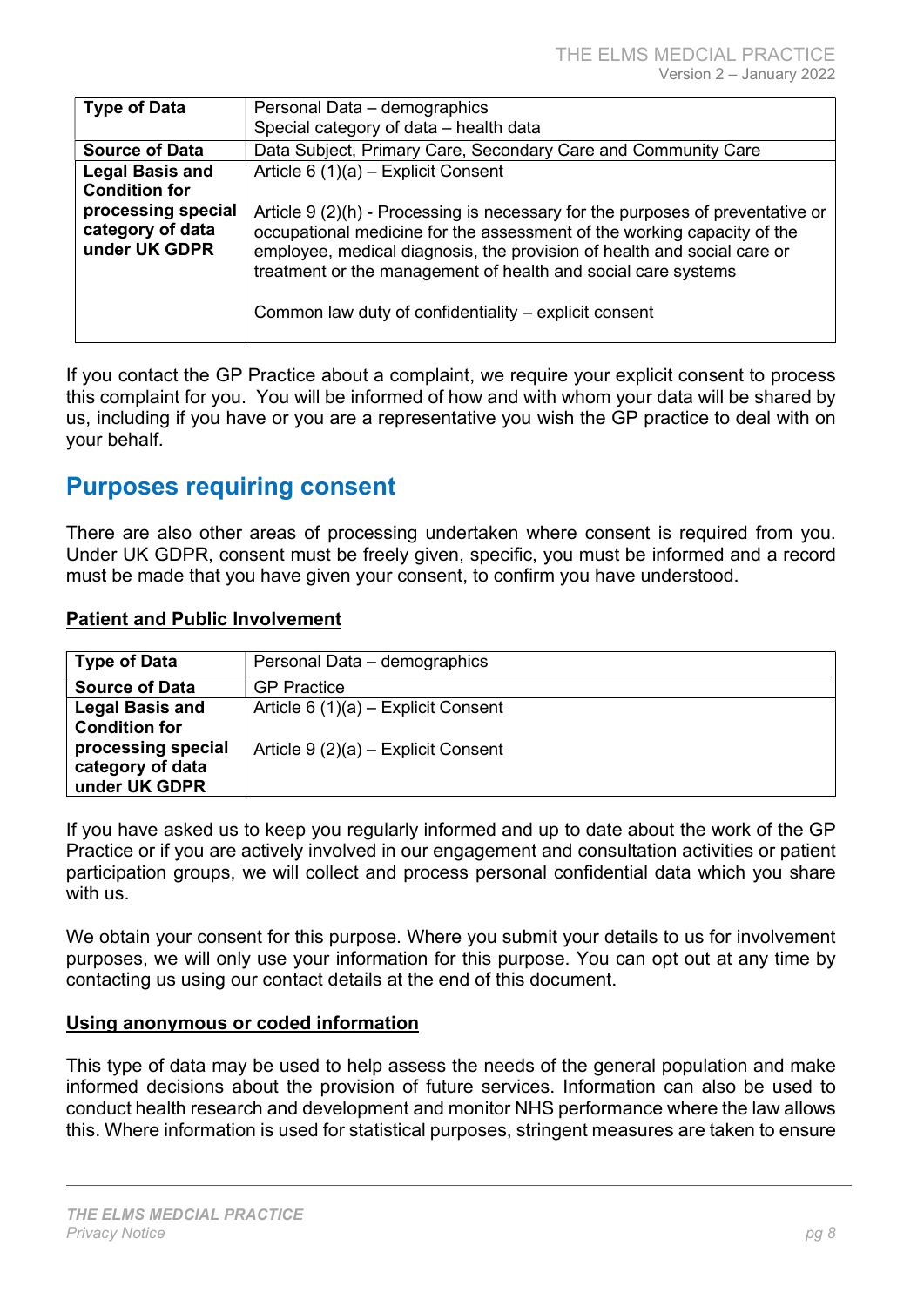| Type of Data | Personal Data – demographics<br>Special category of data – health data |
|---|---|
| Source of Data | Data Subject, Primary Care, Secondary Care and Community Care |
| Legal Basis and Condition for processing special category of data under UK GDPR | Article 6 (1)(a) – Explicit Consent<br><br>Article 9 (2)(h) - Processing is necessary for the purposes of preventative or occupational medicine for the assessment of the working capacity of the employee, medical diagnosis, the provision of health and social care or treatment or the management of health and social care systems<br><br>Common law duty of confidentiality – explicit consent |

If you contact the GP Practice about a complaint, we require your explicit consent to process this complaint for you. You will be informed of how and with whom your data will be shared by us, including if you have or you are a representative you wish the GP practice to deal with on your behalf.

## Purposes requiring consent

There are also other areas of processing undertaken where consent is required from you. Under UK GDPR, consent must be freely given, specific, you must be informed and a record must be made that you have given your consent, to confirm you have understood.

**Patient and Public Involvement**

| Type of Data | Personal Data – demographics |
|---|---|
| Source of Data | GP Practice |
| Legal Basis and Condition for processing special category of data under UK GDPR | Article 6 (1)(a) – Explicit Consent<br><br>Article 9 (2)(a) – Explicit Consent |

If you have asked us to keep you regularly informed and up to date about the work of the GP Practice or if you are actively involved in our engagement and consultation activities or patient participation groups, we will collect and process personal confidential data which you share with us.

We obtain your consent for this purpose. Where you submit your details to us for involvement purposes, we will only use your information for this purpose. You can opt out at any time by contacting us using our contact details at the end of this document.

**Using anonymous or coded information**

This type of data may be used to help assess the needs of the general population and make informed decisions about the provision of future services. Information can also be used to conduct health research and development and monitor NHS performance where the law allows this. Where information is used for statistical purposes, stringent measures are taken to ensure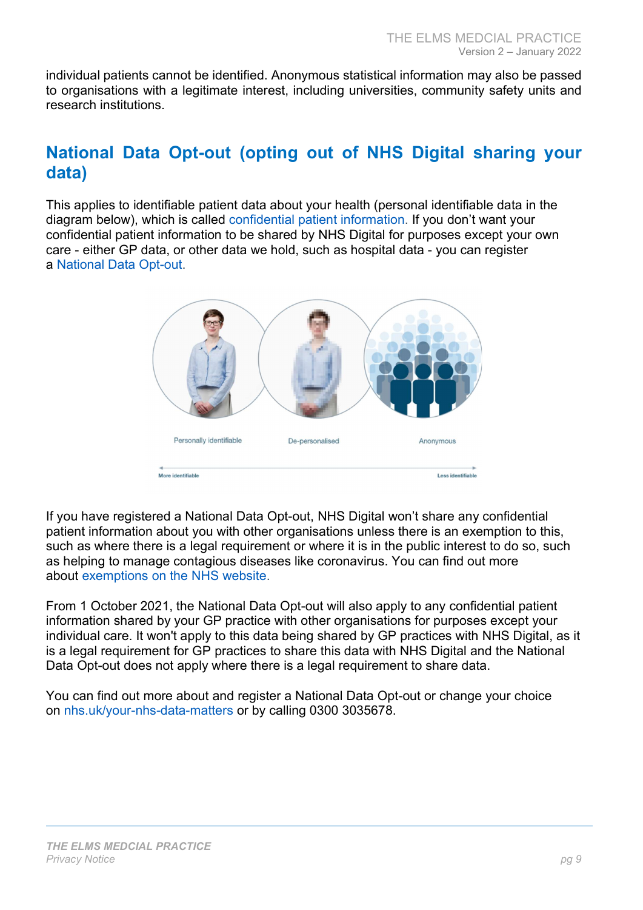individual patients cannot be identified. Anonymous statistical information may also be passed to organisations with a legitimate interest, including universities, community safety units and research institutions.

## National Data Opt-out (opting out of NHS Digital sharing your data)

This applies to identifiable patient data about your health (personal identifiable data in the diagram below), which is called confidential patient information. If you don't want your confidential patient information to be shared by NHS Digital for purposes except your own care - either GP data, or other data we hold, such as hospital data - you can register a National Data Opt-out.

If you have registered a National Data Opt-out, NHS Digital won't share any confidential patient information about you with other organisations unless there is an exemption to this, such as where there is a legal requirement or where it is in the public interest to do so, such as helping to manage contagious diseases like coronavirus. You can find out more about exemptions on the NHS website.

From 1 October 2021, the National Data Opt-out will also apply to any confidential patient information shared by your GP practice with other organisations for purposes except your individual care. It won't apply to this data being shared by GP practices with NHS Digital, as it is a legal requirement for GP practices to share this data with NHS Digital and the National Data Opt-out does not apply where there is a legal requirement to share data.

You can find out more about and register a National Data Opt-out or change your choice on nhs.uk/your-nhs-data-matters or by calling 0300 3035678.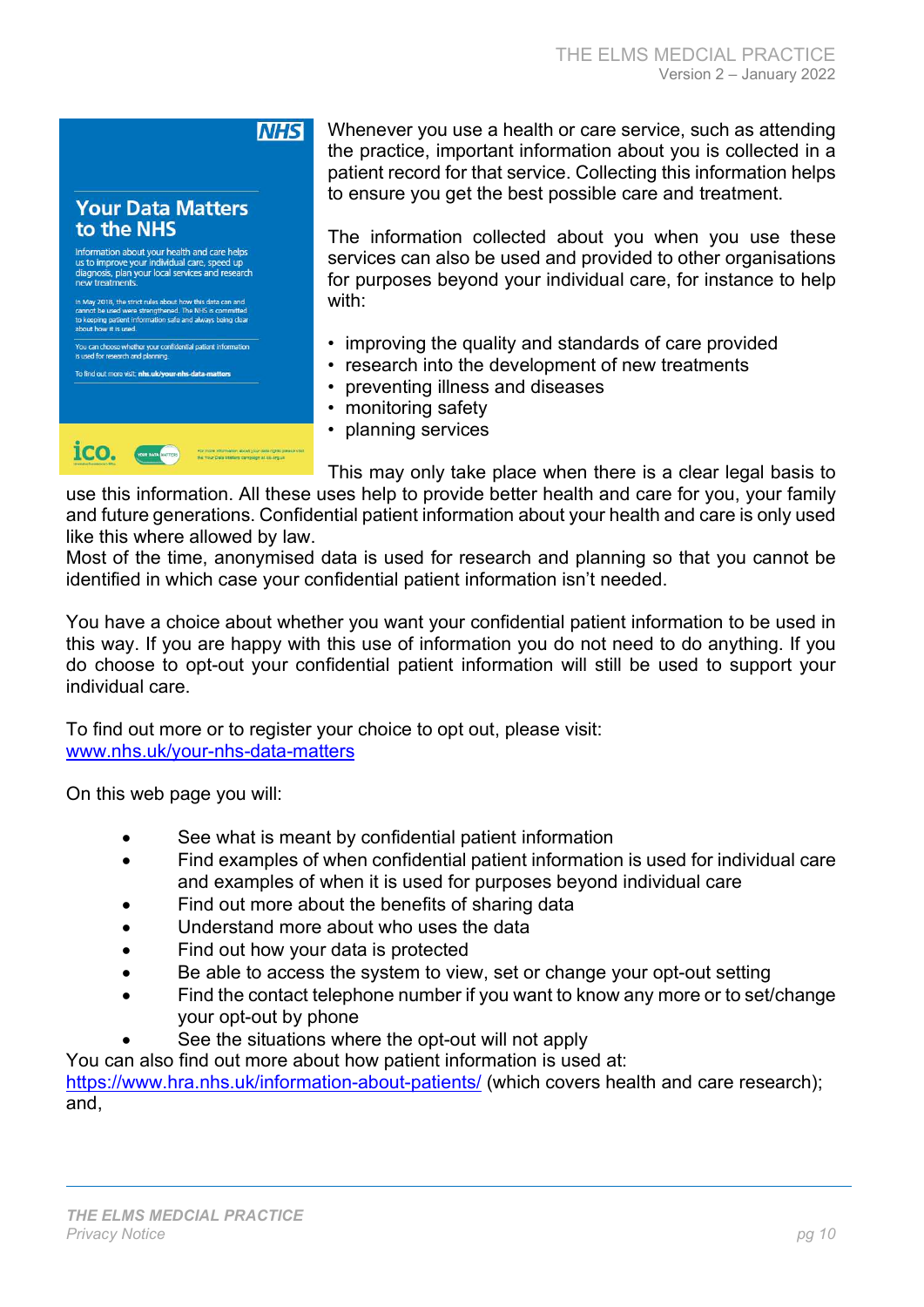Whenever you use a health or care service, such as attending the practice, important information about you is collected in a patient record for that service. Collecting this information helps to ensure you get the best possible care and treatment.

The information collected about you when you use these services can also be used and provided to other organisations for purposes beyond your individual care, for instance to help with:

- improving the quality and standards of care provided
- research into the development of new treatments
- preventing illness and diseases
- monitoring safety
- planning services

This may only take place when there is a clear legal basis to use this information. All these uses help to provide better health and care for you, your family and future generations. Confidential patient information about your health and care is only used like this where allowed by law.
Most of the time, anonymised data is used for research and planning so that you cannot be identified in which case your confidential patient information isn't needed.

You have a choice about whether you want your confidential patient information to be used in this way. If you are happy with this use of information you do not need to do anything. If you do choose to opt-out your confidential patient information will still be used to support your individual care.

To find out more or to register your choice to opt out, please visit:
[www.nhs.uk/your-nhs-data-matters](http://www.nhs.uk/your-nhs-data-matters)

On this web page you will:

- See what is meant by confidential patient information
- Find examples of when confidential patient information is used for individual care and examples of when it is used for purposes beyond individual care
- Find out more about the benefits of sharing data
- Understand more about who uses the data
- Find out how your data is protected
- Be able to access the system to view, set or change your opt-out setting
- Find the contact telephone number if you want to know any more or to set/change your opt-out by phone
- See the situations where the opt-out will not apply

You can also find out more about how patient information is used at:
[https://www.hra.nhs.uk/information-about-patients/](https://www.hra.nhs.uk/information-about-patients/) (which covers health and care research); and,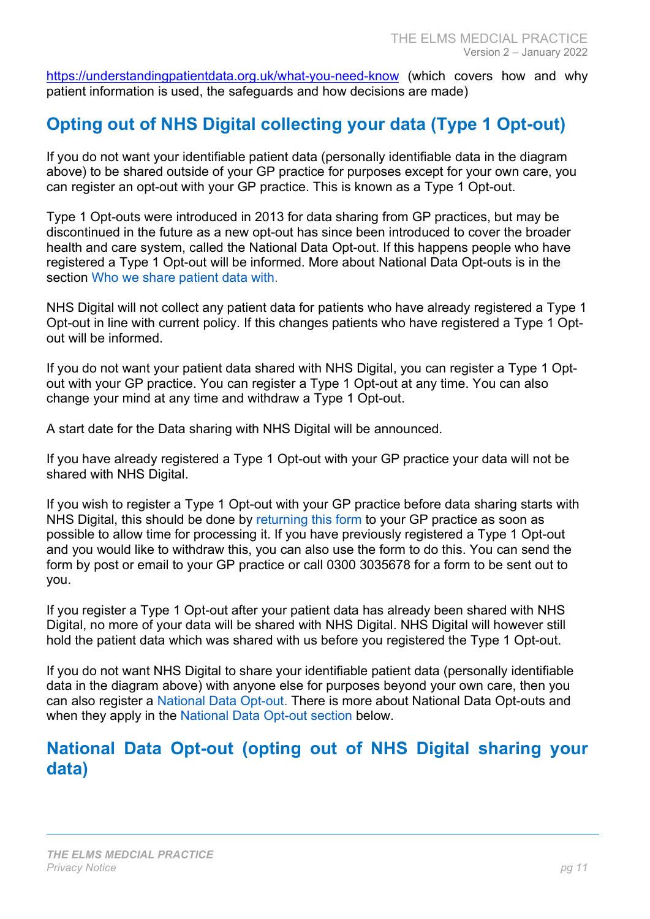https://understandingpatientdata.org.uk/what-you-need-know (which covers how and why patient information is used, the safeguards and how decisions are made)

## Opting out of NHS Digital collecting your data (Type 1 Opt-out)

If you do not want your identifiable patient data (personally identifiable data in the diagram above) to be shared outside of your GP practice for purposes except for your own care, you can register an opt-out with your GP practice. This is known as a Type 1 Opt-out.

Type 1 Opt-outs were introduced in 2013 for data sharing from GP practices, but may be discontinued in the future as a new opt-out has since been introduced to cover the broader health and care system, called the National Data Opt-out. If this happens people who have registered a Type 1 Opt-out will be informed. More about National Data Opt-outs is in the section Who we share patient data with.

NHS Digital will not collect any patient data for patients who have already registered a Type 1 Opt-out in line with current policy. If this changes patients who have registered a Type 1 Opt-out will be informed.

If you do not want your patient data shared with NHS Digital, you can register a Type 1 Opt-out with your GP practice. You can register a Type 1 Opt-out at any time. You can also change your mind at any time and withdraw a Type 1 Opt-out.

A start date for the Data sharing with NHS Digital will be announced.

If you have already registered a Type 1 Opt-out with your GP practice your data will not be shared with NHS Digital.

If you wish to register a Type 1 Opt-out with your GP practice before data sharing starts with NHS Digital, this should be done by returning this form to your GP practice as soon as possible to allow time for processing it. If you have previously registered a Type 1 Opt-out and you would like to withdraw this, you can also use the form to do this. You can send the form by post or email to your GP practice or call 0300 3035678 for a form to be sent out to you.

If you register a Type 1 Opt-out after your patient data has already been shared with NHS Digital, no more of your data will be shared with NHS Digital. NHS Digital will however still hold the patient data which was shared with us before you registered the Type 1 Opt-out.

If you do not want NHS Digital to share your identifiable patient data (personally identifiable data in the diagram above) with anyone else for purposes beyond your own care, then you can also register a National Data Opt-out. There is more about National Data Opt-outs and when they apply in the National Data Opt-out section below.

## National Data Opt-out (opting out of NHS Digital sharing your data)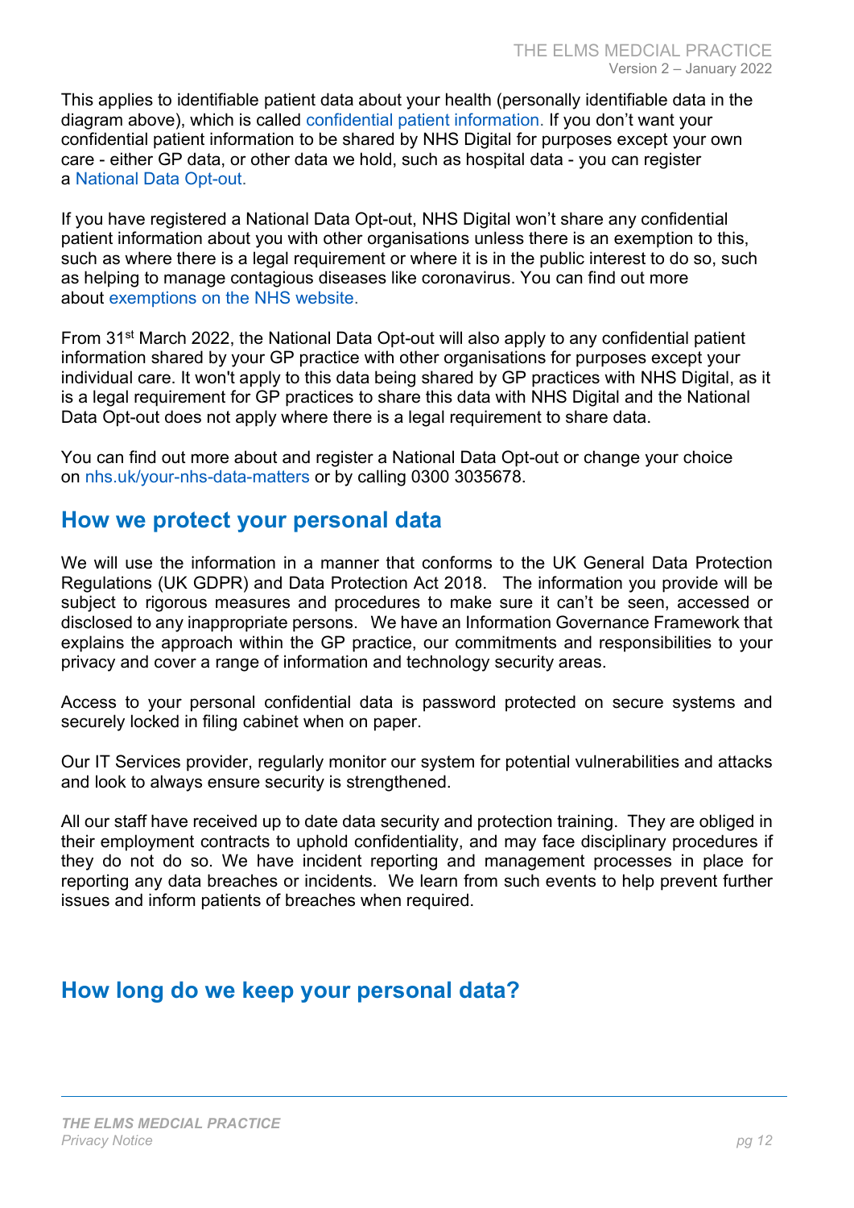This applies to identifiable patient data about your health (personally identifiable data in the diagram above), which is called confidential patient information. If you don't want your confidential patient information to be shared by NHS Digital for purposes except your own care - either GP data, or other data we hold, such as hospital data - you can register a National Data Opt-out.

If you have registered a National Data Opt-out, NHS Digital won't share any confidential patient information about you with other organisations unless there is an exemption to this, such as where there is a legal requirement or where it is in the public interest to do so, such as helping to manage contagious diseases like coronavirus. You can find out more about exemptions on the NHS website.

From 31st March 2022, the National Data Opt-out will also apply to any confidential patient information shared by your GP practice with other organisations for purposes except your individual care. It won't apply to this data being shared by GP practices with NHS Digital, as it is a legal requirement for GP practices to share this data with NHS Digital and the National Data Opt-out does not apply where there is a legal requirement to share data.

You can find out more about and register a National Data Opt-out or change your choice on nhs.uk/your-nhs-data-matters or by calling 0300 3035678.

## How we protect your personal data

We will use the information in a manner that conforms to the UK General Data Protection Regulations (UK GDPR) and Data Protection Act 2018. The information you provide will be subject to rigorous measures and procedures to make sure it can't be seen, accessed or disclosed to any inappropriate persons. We have an Information Governance Framework that explains the approach within the GP practice, our commitments and responsibilities to your privacy and cover a range of information and technology security areas.

Access to your personal confidential data is password protected on secure systems and securely locked in filing cabinet when on paper.

Our IT Services provider, regularly monitor our system for potential vulnerabilities and attacks and look to always ensure security is strengthened.

All our staff have received up to date data security and protection training. They are obliged in their employment contracts to uphold confidentiality, and may face disciplinary procedures if they do not do so. We have incident reporting and management processes in place for reporting any data breaches or incidents. We learn from such events to help prevent further issues and inform patients of breaches when required.

## How long do we keep your personal data?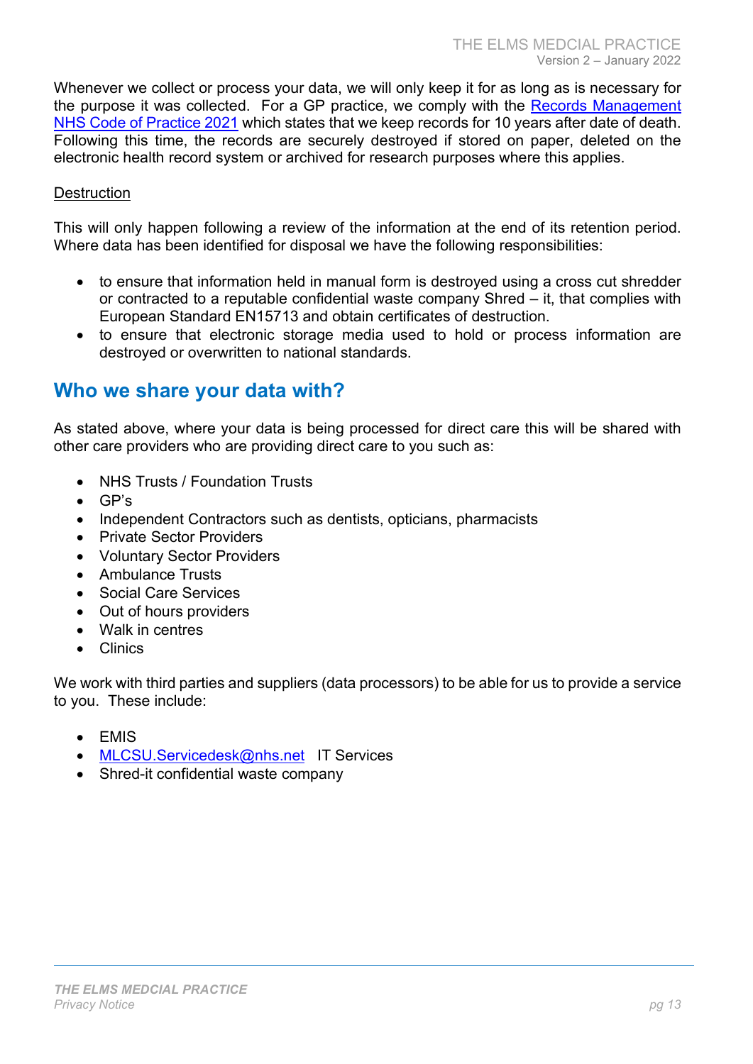Whenever we collect or process your data, we will only keep it for as long as is necessary for the purpose it was collected. For a GP practice, we comply with the [Records Management NHS Code of Practice 2021] which states that we keep records for 10 years after date of death. Following this time, the records are securely destroyed if stored on paper, deleted on the electronic health record system or archived for research purposes where this applies.

<u>Destruction</u>

This will only happen following a review of the information at the end of its retention period. Where data has been identified for disposal we have the following responsibilities:

- to ensure that information held in manual form is destroyed using a cross cut shredder or contracted to a reputable confidential waste company Shred – it, that complies with European Standard EN15713 and obtain certificates of destruction.
- to ensure that electronic storage media used to hold or process information are destroyed or overwritten to national standards.

## Who we share your data with?

As stated above, where your data is being processed for direct care this will be shared with other care providers who are providing direct care to you such as:

- NHS Trusts / Foundation Trusts
- GP's
- Independent Contractors such as dentists, opticians, pharmacists
- Private Sector Providers
- Voluntary Sector Providers
- Ambulance Trusts
- Social Care Services
- Out of hours providers
- Walk in centres
- Clinics

We work with third parties and suppliers (data processors) to be able for us to provide a service to you. These include:

- EMIS
- MLCSU.Servicedesk@nhs.net IT Services
- Shred-it confidential waste company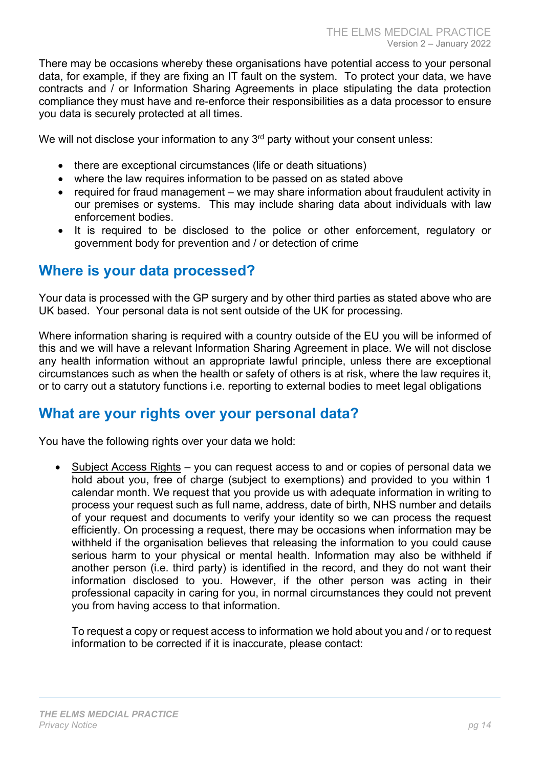There may be occasions whereby these organisations have potential access to your personal data, for example, if they are fixing an IT fault on the system. To protect your data, we have contracts and / or Information Sharing Agreements in place stipulating the data protection compliance they must have and re-enforce their responsibilities as a data processor to ensure you data is securely protected at all times.

We will not disclose your information to any 3rd party without your consent unless:

- there are exceptional circumstances (life or death situations)
- where the law requires information to be passed on as stated above
- required for fraud management – we may share information about fraudulent activity in our premises or systems. This may include sharing data about individuals with law enforcement bodies.
- It is required to be disclosed to the police or other enforcement, regulatory or government body for prevention and / or detection of crime

## Where is your data processed?

Your data is processed with the GP surgery and by other third parties as stated above who are UK based. Your personal data is not sent outside of the UK for processing.

Where information sharing is required with a country outside of the EU you will be informed of this and we will have a relevant Information Sharing Agreement in place. We will not disclose any health information without an appropriate lawful principle, unless there are exceptional circumstances such as when the health or safety of others is at risk, where the law requires it, or to carry out a statutory functions i.e. reporting to external bodies to meet legal obligations

## What are your rights over your personal data?

You have the following rights over your data we hold:

- <u>Subject Access Rights</u> – you can request access to and or copies of personal data we hold about you, free of charge (subject to exemptions) and provided to you within 1 calendar month. We request that you provide us with adequate information in writing to process your request such as full name, address, date of birth, NHS number and details of your request and documents to verify your identity so we can process the request efficiently. On processing a request, there may be occasions when information may be withheld if the organisation believes that releasing the information to you could cause serious harm to your physical or mental health. Information may also be withheld if another person (i.e. third party) is identified in the record, and they do not want their information disclosed to you. However, if the other person was acting in their professional capacity in caring for you, in normal circumstances they could not prevent you from having access to that information.

  To request a copy or request access to information we hold about you and / or to request information to be corrected if it is inaccurate, please contact: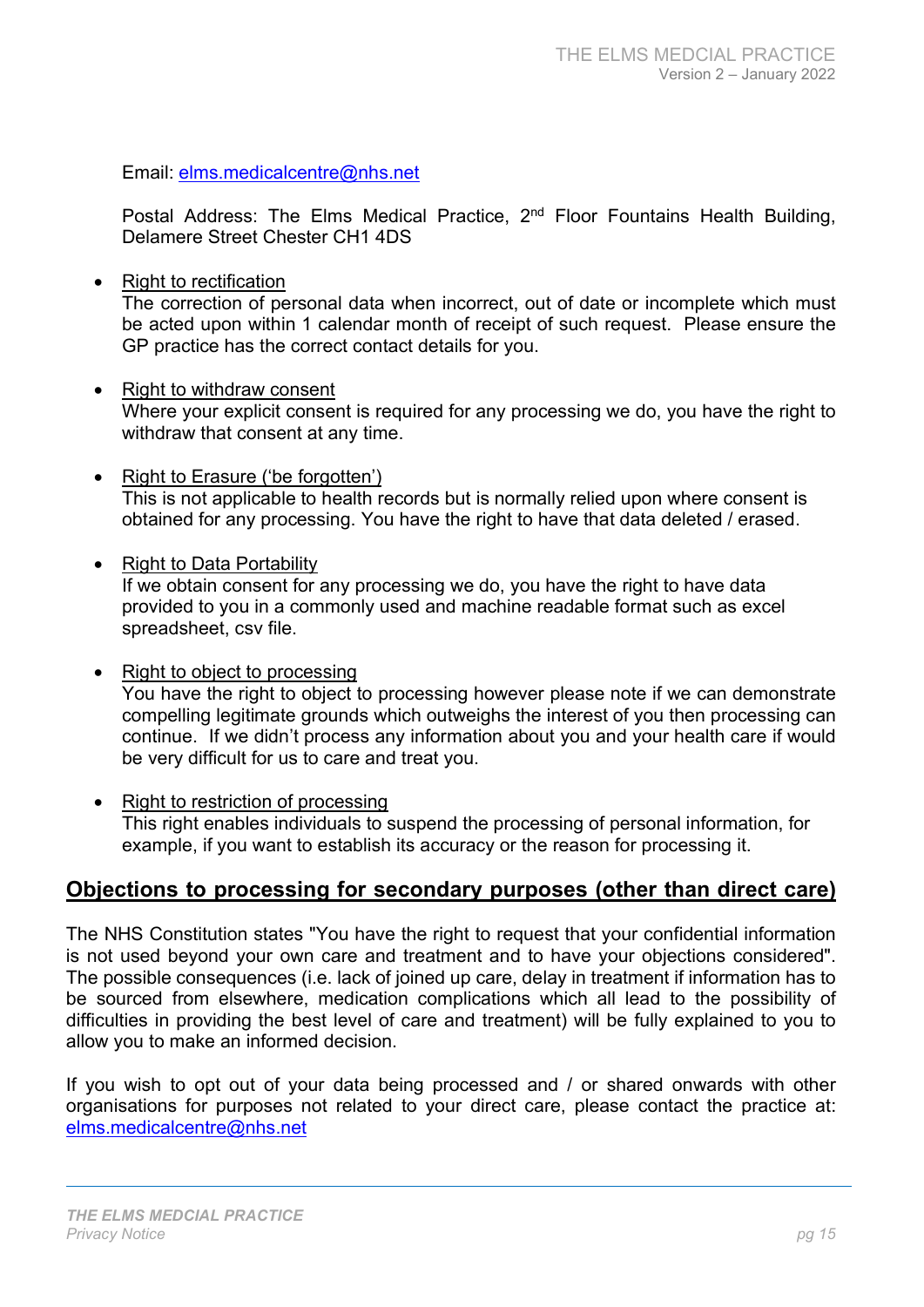Email: elms.medicalcentre@nhs.net

Postal Address: The Elms Medical Practice, 2nd Floor Fountains Health Building, Delamere Street Chester CH1 4DS

- Right to rectification
  The correction of personal data when incorrect, out of date or incomplete which must be acted upon within 1 calendar month of receipt of such request. Please ensure the GP practice has the correct contact details for you.

- Right to withdraw consent
  Where your explicit consent is required for any processing we do, you have the right to withdraw that consent at any time.

- Right to Erasure ('be forgotten')
  This is not applicable to health records but is normally relied upon where consent is obtained for any processing. You have the right to have that data deleted / erased.

- Right to Data Portability
  If we obtain consent for any processing we do, you have the right to have data provided to you in a commonly used and machine readable format such as excel spreadsheet, csv file.

- Right to object to processing
  You have the right to object to processing however please note if we can demonstrate compelling legitimate grounds which outweighs the interest of you then processing can continue. If we didn't process any information about you and your health care if would be very difficult for us to care and treat you.

- Right to restriction of processing
  This right enables individuals to suspend the processing of personal information, for example, if you want to establish its accuracy or the reason for processing it.

## Objections to processing for secondary purposes (other than direct care)

The NHS Constitution states "You have the right to request that your confidential information is not used beyond your own care and treatment and to have your objections considered". The possible consequences (i.e. lack of joined up care, delay in treatment if information has to be sourced from elsewhere, medication complications which all lead to the possibility of difficulties in providing the best level of care and treatment) will be fully explained to you to allow you to make an informed decision.

If you wish to opt out of your data being processed and / or shared onwards with other organisations for purposes not related to your direct care, please contact the practice at: elms.medicalcentre@nhs.net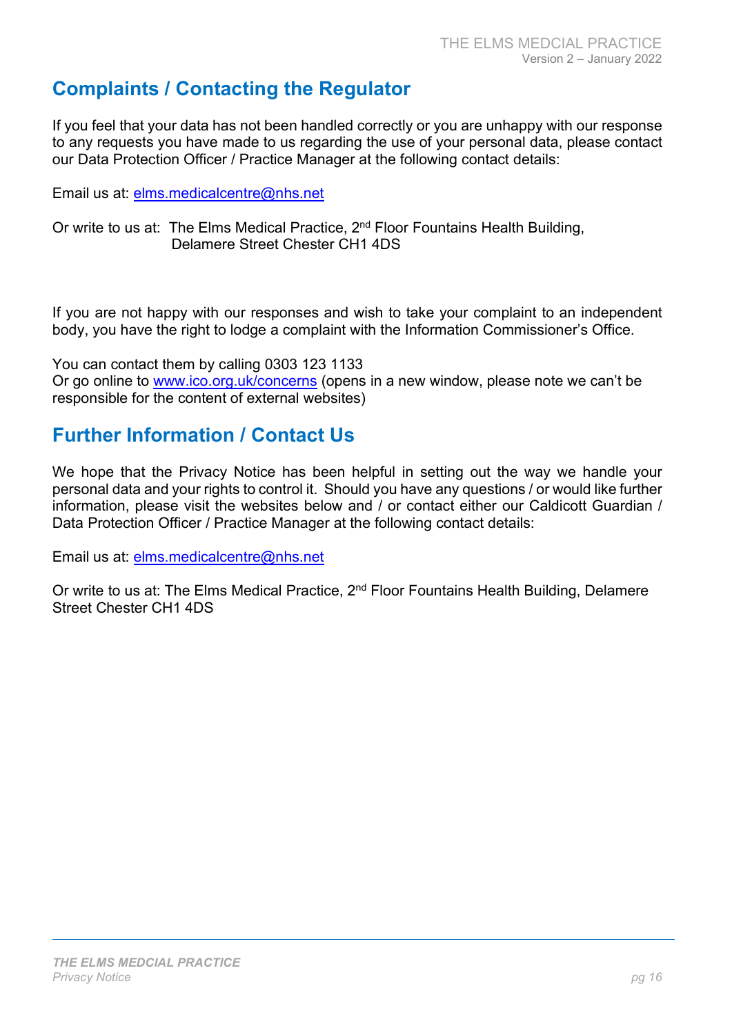## Complaints / Contacting the Regulator

If you feel that your data has not been handled correctly or you are unhappy with our response to any requests you have made to us regarding the use of your personal data, please contact our Data Protection Officer / Practice Manager at the following contact details:

Email us at: elms.medicalcentre@nhs.net

Or write to us at: The Elms Medical Practice, 2nd Floor Fountains Health Building, Delamere Street Chester CH1 4DS

If you are not happy with our responses and wish to take your complaint to an independent body, you have the right to lodge a complaint with the Information Commissioner's Office.

You can contact them by calling 0303 123 1133
Or go online to www.ico.org.uk/concerns (opens in a new window, please note we can't be responsible for the content of external websites)

## Further Information / Contact Us

We hope that the Privacy Notice has been helpful in setting out the way we handle your personal data and your rights to control it. Should you have any questions / or would like further information, please visit the websites below and / or contact either our Caldicott Guardian / Data Protection Officer / Practice Manager at the following contact details:

Email us at: elms.medicalcentre@nhs.net

Or write to us at: The Elms Medical Practice, 2nd Floor Fountains Health Building, Delamere Street Chester CH1 4DS